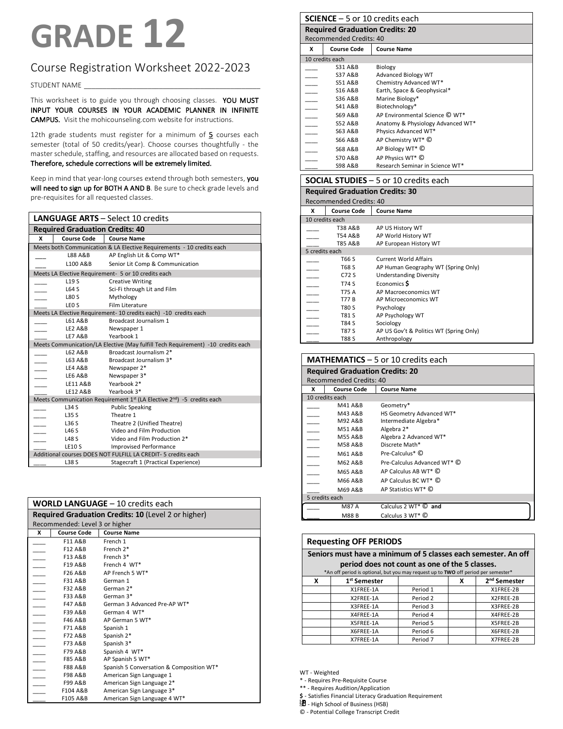# GRADE 12

## Course Registration Worksheet 2022-2023

STUDENT NAME ______________________________

This worksheet is to guide you through choosing classes. **YOU MUST INPUT YOUR COURSES IN YOUR ACADEMIC PLANNER IN INFINITE CAMPUS.** Visit the mohicounseling.com website for instructions.

12th grade students must register for a minimum of 5 courses each semester (total of 50 credits/year). Choose courses thoughtfully - the master schedule, staffing, and resources are allocated based on requests. **Therefore, schedule corrections will be extremely limited.**

Keep in mind that year-long courses extend through both semesters, **you will need to sign up for BOTH A AND B**. Be sure to check grade levels and pre-requisites for all requested classes.

### LANGUAGE ARTS – Select 10 credits

**Required Graduation Credits: 40**

| X | Course Code | Course Name |
|---|---|---|
| Meets both Communication & LA Elective Requirements - 10 credits each | | |
| ___ | L88 A&B | AP English Lit & Comp WT* |
| ___ | L100 A&B | Senior Lit Comp & Communication |
| Meets LA Elective Requirement- 5 or 10 credits each | | |
| ___ | L19 S | Creative Writing |
| ___ | L64 S | Sci-Fi through Lit and Film |
| ___ | L80 S | Mythology |
| ___ | LE0 S | Film Literature |
| Meets LA Elective Requirement- 10 credits each) -10 credits each | | |
| ___ | L61 A&B | Broadcast Journalism 1 |
| ___ | LE2 A&B | Newspaper 1 |
| ___ | LE7 A&B | Yearbook 1 |
| Meets Communication/LA Elective (May fulfill Tech Requirement) -10 credits each | | |
| ___ | L62 A&B | Broadcast Journalism 2* |
| ___ | L63 A&B | Broadcast Journalism 3* |
| ___ | LE4 A&B | Newspaper 2* |
| ___ | LE6 A&B | Newspaper 3* |
| ___ | LE11 A&B | Yearbook 2* |
| ___ | LE12 A&B | Yearbook 3* |
| Meets Communication Requirement 1st (LA Elective 2nd) -5 credits each | | |
| ___ | L34 S | Public Speaking |
| ___ | L35 S | Theatre 1 |
| ___ | L36 S | Theatre 2 (Unified Theatre) |
| ___ | L46 S | Video and Film Production |
| ___ | L48 S | Video and Film Production 2* |
| ___ | LE10 S | Improvised Performance |
| Additional courses DOES NOT FULFILL LA CREDIT- 5 credits each | | |
| ___ | L38 S | Stagecraft 1 (Practical Experience) |

### WORLD LANGUAGE – 10 credits each

**Required Graduation Credits: 10** (Level 2 or higher)
Recommended: Level 3 or higher

| X | Course Code | Course Name |
|---|---|---|
| ___ | F11 A&B | French 1 |
| ___ | F12 A&B | French 2* |
| ___ | F13 A&B | French 3* |
| ___ | F19 A&B | French 4 WT* |
| ___ | F26 A&B | AP French 5 WT* |
| ___ | F31 A&B | German 1 |
| ___ | F32 A&B | German 2* |
| ___ | F33 A&B | German 3* |
| ___ | F47 A&B | German 3 Advanced Pre-AP WT* |
| ___ | F39 A&B | German 4 WT* |
| ___ | F46 A&B | AP German 5 WT* |
| ___ | F71 A&B | Spanish 1 |
| ___ | F72 A&B | Spanish 2* |
| ___ | F73 A&B | Spanish 3* |
| ___ | F79 A&B | Spanish 4 WT* |
| ___ | F85 A&B | AP Spanish 5 WT* |
| ___ | F88 A&B | Spanish 5 Conversation & Composition WT* |
| ___ | F98 A&B | American Sign Language 1 |
| ___ | F99 A&B | American Sign Language 2* |
| ___ | F104 A&B | American Sign Language 3* |
| ___ | F105 A&B | American Sign Language 4 WT* |

### SCIENCE – 5 or 10 credits each

**Required Graduation Credits: 20**
Recommended Credits: 40

| X | Course Code | Course Name |
|---|---|---|
| 10 credits each | | |
| ___ | S31 A&B | Biology |
| ___ | S37 A&B | Advanced Biology WT |
| ___ | S51 A&B | Chemistry Advanced WT* |
| ___ | S16 A&B | Earth, Space & Geophysical* |
| ___ | S36 A&B | Marine Biology* |
| ___ | S41 A&B | Biotechnology* |
| ___ | S69 A&B | AP Environmental Science © WT* |
| ___ | S52 A&B | Anatomy & Physiology Advanced WT* |
| ___ | S63 A&B | Physics Advanced WT* |
| ___ | S66 A&B | AP Chemistry WT* © |
| ___ | S68 A&B | AP Biology WT* © |
| ___ | S70 A&B | AP Physics WT* © |
| ___ | S98 A&B | Research Seminar in Science WT* |

### SOCIAL STUDIES – 5 or 10 credits each

**Required Graduation Credits: 30**
Recommended Credits: 40

| X | Course Code | Course Name |
|---|---|---|
| 10 credits each | | |
| ___ | T38 A&B | AP US History WT |
| ___ | T54 A&B | AP World History WT |
| ___ | T85 A&B | AP European History WT |
| 5 credits each | | |
| ___ | T66 S | Current World Affairs |
| ___ | T68 S | AP Human Geography WT (Spring Only) |
| ___ | C72 S | Understanding Diversity |
| ___ | T74 S | Economics $ |
| ___ | T75 A | AP Macroeconomics WT |
| ___ | T77 B | AP Microeconomics WT |
| ___ | T80 S | Psychology |
| ___ | T81 S | AP Psychology WT |
| ___ | T84 S | Sociology |
| ___ | T87 S | AP US Gov't & Politics WT (Spring Only) |
| ___ | T88 S | Anthropology |

### MATHEMATICS – 5 or 10 credits each

**Required Graduation Credits: 20**
Recommended Credits: 40

| X | Course Code | Course Name |
|---|---|---|
| 10 credits each | | |
| ___ | M41 A&B | Geometry* |
| ___ | M43 A&B | HS Geometry Advanced WT* |
| ___ | M92 A&B | Intermediate Algebra* |
| ___ | M51 A&B | Algebra 2* |
| ___ | M55 A&B | Algebra 2 Advanced WT* |
| ___ | M58 A&B | Discrete Math* |
| ___ | M61 A&B | Pre-Calculus* © |
| ___ | M62 A&B | Pre-Calculus Advanced WT* © |
| ___ | M65 A&B | AP Calculus AB WT* © |
| ___ | M66 A&B | AP Calculus BC WT* © |
| ___ | M69 A&B | AP Statistics WT* © |
| 5 credits each | | |
| ___ | M87 A | Calculus 2 WT* © **and** |
| ___ | M88 B | Calculus 3 WT* © |

### Requesting OFF PERIODS

**Seniors must have a minimum of 5 classes each semester. An off period does not count as one of the 5 classes.**

*An off period is optional, but you may request up to **TWO** off period per semester*

| X | 1st Semester | | X | 2nd Semester |
|---|---|---|---|---|
| | X1FREE-1A | Period 1 | | X1FREE-2B |
| | X2FREE-1A | Period 2 | | X2FREE-2B |
| | X3FREE-1A | Period 3 | | X3FREE-2B |
| | X4FREE-1A | Period 4 | | X4FREE-2B |
| | X5FREE-1A | Period 5 | | X5FREE-2B |
| | X6FREE-1A | Period 6 | | X6FREE-2B |
| | X7FREE-1A | Period 7 | | X7FREE-2B |

WT - Weighted
\* - Requires Pre-Requisite Course
\** - Requires Audition/Application
$ - Satisfies Financial Literacy Graduation Requirement
HSB - High School of Business (HSB)
© - Potential College Transcript Credit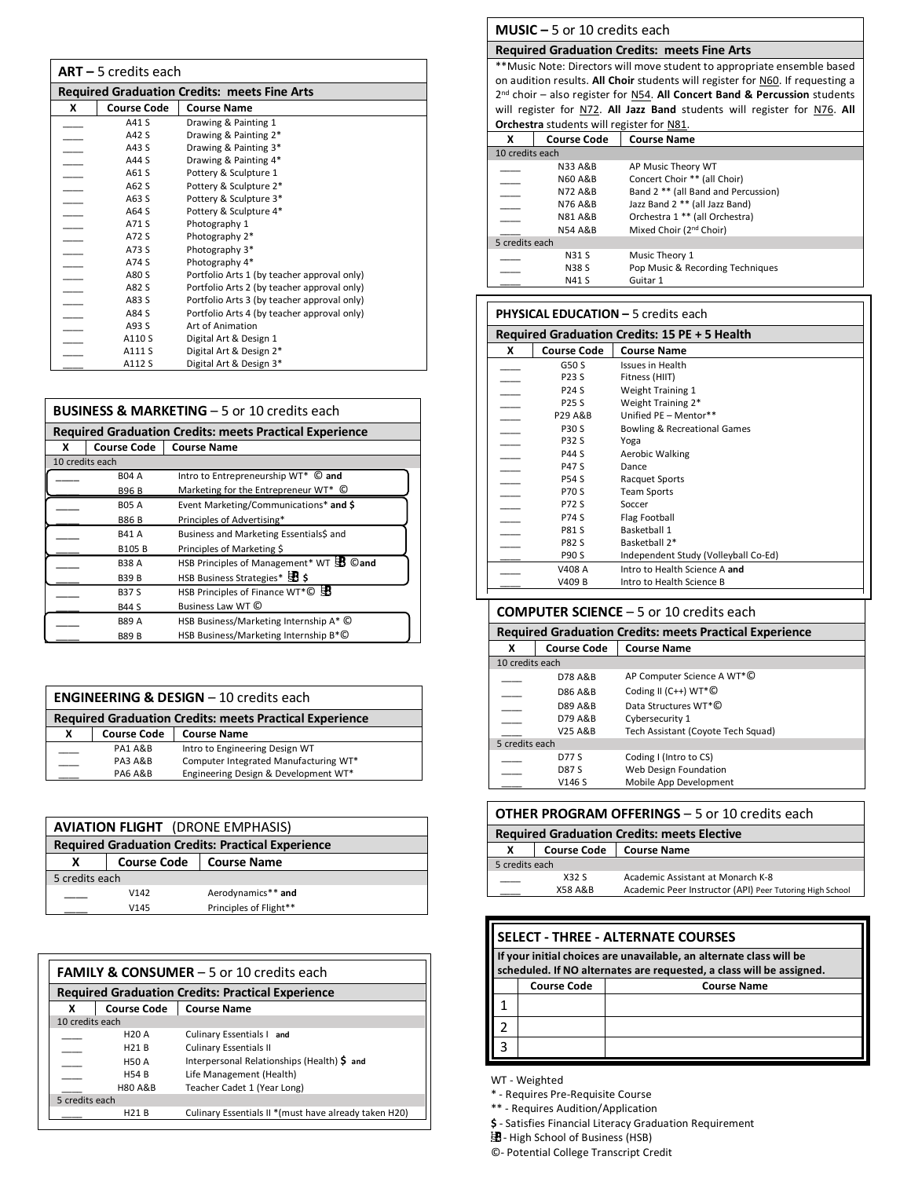## ART – 5 credits each

**Required Graduation Credits: meets Fine Arts**

| X | Course Code | Course Name |
|---|---|---|
| ___ | A41 S | Drawing & Painting 1 |
| ___ | A42 S | Drawing & Painting 2* |
| ___ | A43 S | Drawing & Painting 3* |
| ___ | A44 S | Drawing & Painting 4* |
| ___ | A61 S | Pottery & Sculpture 1 |
| ___ | A62 S | Pottery & Sculpture 2* |
| ___ | A63 S | Pottery & Sculpture 3* |
| ___ | A64 S | Pottery & Sculpture 4* |
| ___ | A71 S | Photography 1 |
| ___ | A72 S | Photography 2* |
| ___ | A73 S | Photography 3* |
| ___ | A74 S | Photography 4* |
| ___ | A80 S | Portfolio Arts 1 (by teacher approval only) |
| ___ | A82 S | Portfolio Arts 2 (by teacher approval only) |
| ___ | A83 S | Portfolio Arts 3 (by teacher approval only) |
| ___ | A84 S | Portfolio Arts 4 (by teacher approval only) |
| ___ | A93 S | Art of Animation |
| ___ | A110 S | Digital Art & Design 1 |
| ___ | A111 S | Digital Art & Design 2* |
| ___ | A112 S | Digital Art & Design 3* |

## BUSINESS & MARKETING – 5 or 10 credits each

**Required Graduation Credits: meets Practical Experience**

| X | Course Code | Course Name |
|---|---|---|
| 10 credits each | | |
| ___ | B04 A | Intro to Entrepreneurship WT* © **and** |
| ___ | B96 B | Marketing for the Entrepreneur WT* © |
| ___ | B05 A | Event Marketing/Communications* **and $** |
| ___ | B86 B | Principles of Advertising* |
| ___ | B41 A | Business and Marketing Essentials$ and |
| ___ | B105 B | Principles of Marketing $ |
| ___ | B38 A | HSB Principles of Management* WT HSB ©**and** |
| ___ | B39 B | HSB Business Strategies* HSB **$** |
| ___ | B37 S | HSB Principles of Finance WT*© HSB |
| ___ | B44 S | Business Law WT © |
| ___ | B89 A | HSB Business/Marketing Internship A* © |
| ___ | B89 B | HSB Business/Marketing Internship B*© |

## ENGINEERING & DESIGN – 10 credits each

**Required Graduation Credits: meets Practical Experience**

| X | Course Code | Course Name |
|---|---|---|
| ___ | PA1 A&B | Intro to Engineering Design WT |
| ___ | PA3 A&B | Computer Integrated Manufacturing WT* |
| ___ | PA6 A&B | Engineering Design & Development WT* |

## AVIATION FLIGHT (DRONE EMPHASIS)

**Required Graduation Credits: Practical Experience**

| X | Course Code | Course Name |
|---|---|---|
| 5 credits each | | |
| ___ | V142 | Aerodynamics** **and** |
| ___ | V145 | Principles of Flight** |

## FAMILY & CONSUMER – 5 or 10 credits each

**Required Graduation Credits: Practical Experience**

| X | Course Code | Course Name |
|---|---|---|
| 10 credits each | | |
| ___ | H20 A | Culinary Essentials I **and** |
| ___ | H21 B | Culinary Essentials II |
| ___ | H50 A | Interpersonal Relationships (Health) **$ and** |
| ___ | H54 B | Life Management (Health) |
| ___ | H80 A&B | Teacher Cadet 1 (Year Long) |
| 5 credits each | | |
| ___ | H21 B | Culinary Essentials II *(must have already taken H20) |

## MUSIC – 5 or 10 credits each

**Required Graduation Credits: meets Fine Arts**

**Music Note: Directors will move student to appropriate ensemble based on audition results. **All Choir** students will register for N60. If requesting a 2nd choir – also register for N54. **All Concert Band & Percussion** students will register for N72. **All Jazz Band** students will register for N76. **All Orchestra** students will register for N81.

| X | Course Code | Course Name |
|---|---|---|
| 10 credits each | | |
| ___ | N33 A&B | AP Music Theory WT |
| ___ | N60 A&B | Concert Choir ** (all Choir) |
| ___ | N72 A&B | Band 2 ** (all Band and Percussion) |
| ___ | N76 A&B | Jazz Band 2 ** (all Jazz Band) |
| ___ | N81 A&B | Orchestra 1 ** (all Orchestra) |
| ___ | N54 A&B | Mixed Choir (2nd Choir) |
| 5 credits each | | |
| ___ | N31 S | Music Theory 1 |
| ___ | N38 S | Pop Music & Recording Techniques |
| ___ | N41 S | Guitar 1 |

## PHYSICAL EDUCATION – 5 credits each

**Required Graduation Credits: 15 PE + 5 Health**

| X | Course Code | Course Name |
|---|---|---|
| ___ | G50 S | Issues in Health |
| ___ | P23 S | Fitness (HIIT) |
| ___ | P24 S | Weight Training 1 |
| ___ | P25 S | Weight Training 2* |
| ___ | P29 A&B | Unified PE – Mentor** |
| ___ | P30 S | Bowling & Recreational Games |
| ___ | P32 S | Yoga |
| ___ | P44 S | Aerobic Walking |
| ___ | P47 S | Dance |
| ___ | P54 S | Racquet Sports |
| ___ | P70 S | Team Sports |
| ___ | P72 S | Soccer |
| ___ | P74 S | Flag Football |
| ___ | P81 S | Basketball 1 |
| ___ | P82 S | Basketball 2* |
| ___ | P90 S | Independent Study (Volleyball Co-Ed) |
| ___ | V408 A | Intro to Health Science A **and** |
| ___ | V409 B | Intro to Health Science B |

## COMPUTER SCIENCE – 5 or 10 credits each

**Required Graduation Credits: meets Practical Experience**

| X | Course Code | Course Name |
|---|---|---|
| 10 credits each | | |
| ___ | D78 A&B | AP Computer Science A WT*© |
| ___ | D86 A&B | Coding II (C++) WT*© |
| ___ | D89 A&B | Data Structures WT*© |
| ___ | D79 A&B | Cybersecurity 1 |
| ___ | V25 A&B | Tech Assistant (Coyote Tech Squad) |
| 5 credits each | | |
| ___ | D77 S | Coding I (Intro to CS) |
| ___ | D87 S | Web Design Foundation |
| ___ | V146 S | Mobile App Development |

## OTHER PROGRAM OFFERINGS – 5 or 10 credits each

**Required Graduation Credits: meets Elective**

| X | Course Code | Course Name |
|---|---|---|
| 5 credits each | | |
| ___ | X32 S | Academic Assistant at Monarch K-8 |
| ___ | X58 A&B | Academic Peer Instructor (API) Peer Tutoring High School |

## SELECT - THREE - ALTERNATE COURSES

**If your initial choices are unavailable, an alternate class will be scheduled. If NO alternates are requested, a class will be assigned.**

| | Course Code | Course Name |
|---|---|---|
| 1 | | |
| 2 | | |
| 3 | | |

WT - Weighted
* - Requires Pre-Requisite Course
** - Requires Audition/Application
**$** - Satisfies Financial Literacy Graduation Requirement
HSB - High School of Business (HSB)
©- Potential College Transcript Credit